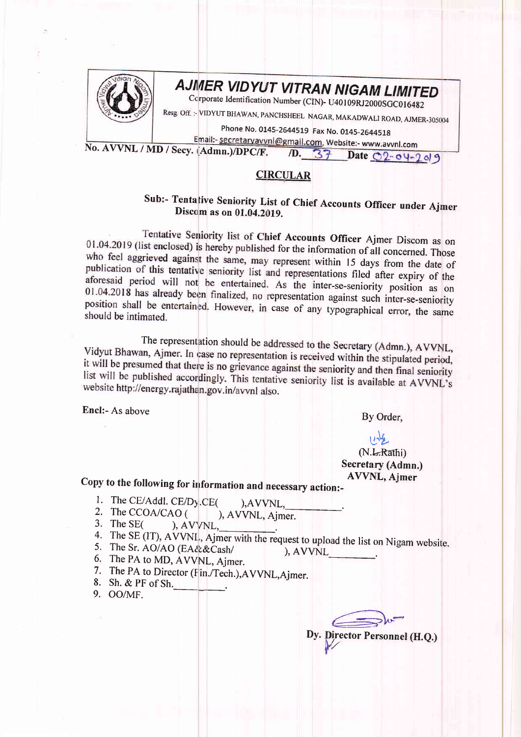# AJMER VIDYUT VITRAN NIGAM LIMITED

Corporate Identification Number (CIN)- U40109RJ2000SGC016482

Resg. Off. :- VIDYUT BHAWAN, PANCHSHEEL NAGAR, MAKADWALI ROAD, AJMER-305004

Phone No. 0145-2644519 Fax No. 0145-2644518

Email:- secretaryavvnl@gmail.com, Website:- www.avvnl.com

**No. AVVNL / MD / Secy. (Admn.)/DPC/F. /D. 37 Date 02-04-2019**

## CIRCULAR

**Sub:- Tentative Seniority List of Chief Accounts Officer under Ajmer Discom as on 01.04.2019.**

Tentative Seniority list of **Chief Accounts Officer** Ajmer Discom as on 01.04.2019 (list enclosed) is hereby published for the information of all concerned. Those who feel aggrieved against the same, may represent within 15 days from the date of publication of this tentative seniority list and representations filed after expiry of the aforesaid period will not be entertained. As the inter-se-seniority position as on 01.04.2018 has already been finalized, no representation against such inter-se-seniority position shall be entertained. However, in case of any typographical error, the same should be intimated.

The representation should be addressed to the Secretary (Admn.), AVVNL, Vidyut Bhawan, Ajmer. In case no representation is received within the stipulated period, it will be presumed that there is no grievance against the seniority and then final seniority list will be published accordingly. This tentative seniority list is available at AVVNL's website http://energy.rajasthan.gov.in/avvnl also.

Encl:- As above

By Order,

(N.L.Rathi)
**Secretary (Admn.)**
**AVVNL, Ajmer**

**Copy to the following for information and necessary action:-**

1. The CE/Addl. CE/Dy.CE( ),AVVNL,\_\_\_\_\_\_\_\_\_.
2. The CCOA/CAO ( ), AVVNL, Ajmer.
3. The SE( ), AVVNL,\_\_\_\_\_\_\_\_\_.
4. The SE (IT), AVVNL, Ajmer with the request to upload the list on Nigam website.
5. The Sr. AO/AO (EA&&Cash/ ), AVVNL\_\_\_\_\_\_\_\_.
6. The PA to MD, AVVNL, Ajmer.
7. The PA to Director (Fin./Tech.),AVVNL,Ajmer.
8. Sh. & PF of Sh.\_\_\_\_\_\_\_\_\_.
9. OO/MF.

**Dy. Director Personnel (H.Q.)**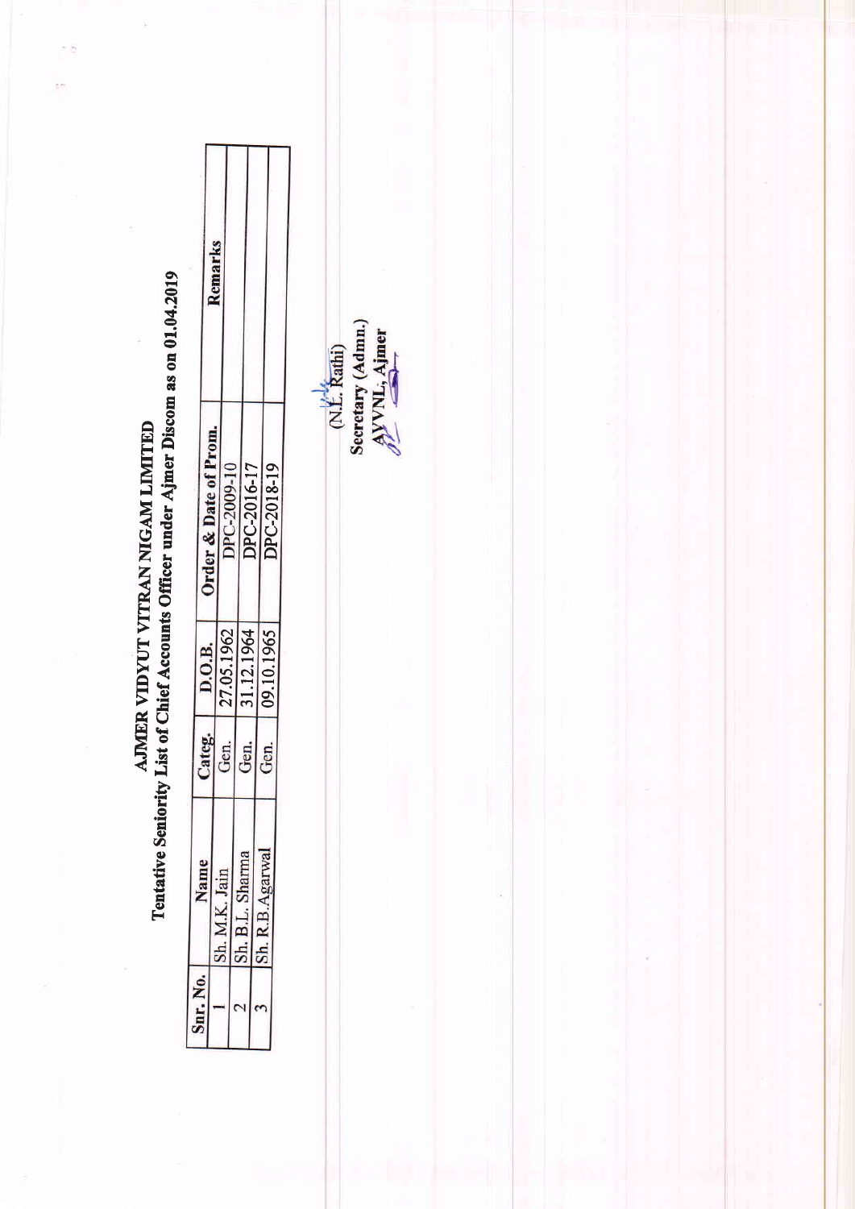# AJMER VIDYUT VITRAN NIGAM LIMITED

## Tentative Seniority List of Chief Accounts Officer under Ajmer Discom as on 01.04.2019

| Snr. No. | Name | Categ. | D.O.B. | Order & Date of Prom. | Remarks |
|---|---|---|---|---|---|
| 1 | Sh. M.K. Jain | Gen. | 27.05.1962 | DPC-2009-10 | |
| 2 | Sh. B.L. Sharma | Gen. | 31.12.1964 | DPC-2016-17 | |
| 3 | Sh. R.B.Agarwal | Gen. | 09.10.1965 | DPC-2018-19 | |

(N.L. Rathi)
Secretary (Admn.)
AVVNL, Ajmer